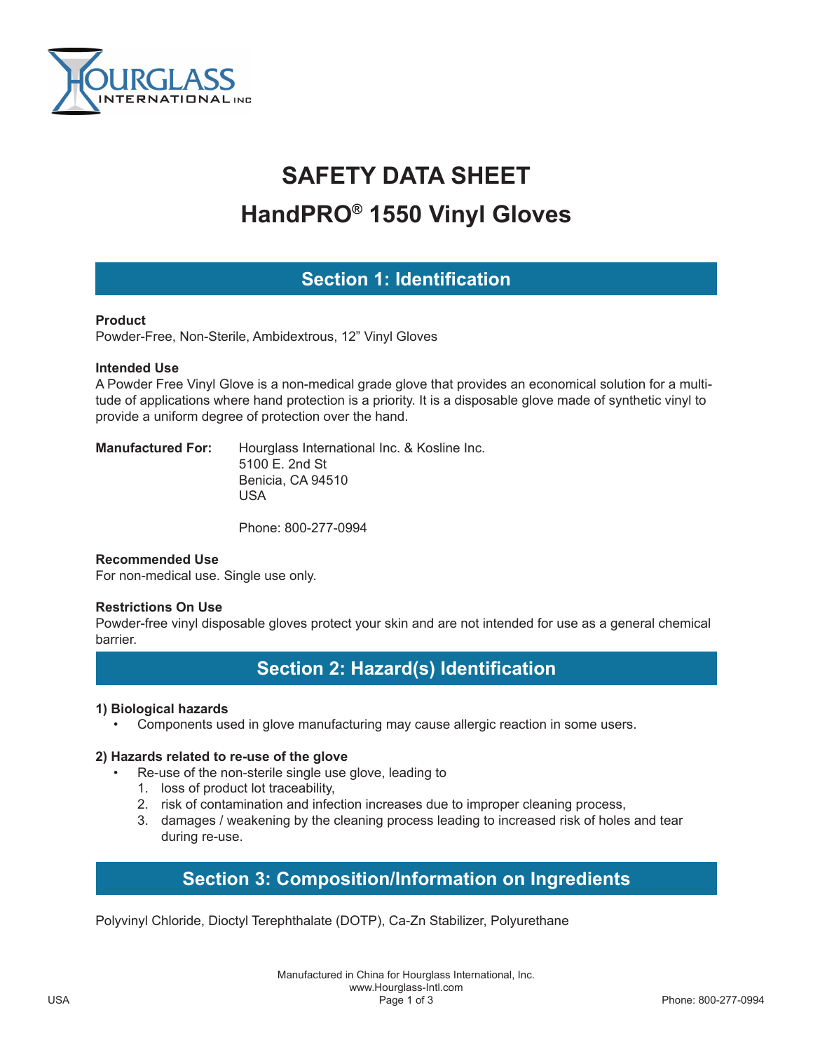# SAFETY DATA SHEET

# HandPRO® 1550 Vinyl Gloves

## Section 1: Identification

**Product**
Powder-Free, Non-Sterile, Ambidextrous, 12” Vinyl Gloves

**Intended Use**
A Powder Free Vinyl Glove is a non-medical grade glove that provides an economical solution for a multitude of applications where hand protection is a priority. It is a disposable glove made of synthetic vinyl to provide a uniform degree of protection over the hand.

**Manufactured For:** Hourglass International Inc. & Kosline Inc.
5100 E. 2nd St
Benicia, CA 94510
USA

Phone: 800-277-0994

**Recommended Use**
For non-medical use. Single use only.

**Restrictions On Use**
Powder-free vinyl disposable gloves protect your skin and are not intended for use as a general chemical barrier.

## Section 2: Hazard(s) Identification

**1) Biological hazards**

- Components used in glove manufacturing may cause allergic reaction in some users.

**2) Hazards related to re-use of the glove**

- Re-use of the non-sterile single use glove, leading to
  1. loss of product lot traceability,
  2. risk of contamination and infection increases due to improper cleaning process,
  3. damages / weakening by the cleaning process leading to increased risk of holes and tear during re-use.

## Section 3: Composition/Information on Ingredients

Polyvinyl Chloride, Dioctyl Terephthalate (DOTP), Ca-Zn Stabilizer, Polyurethane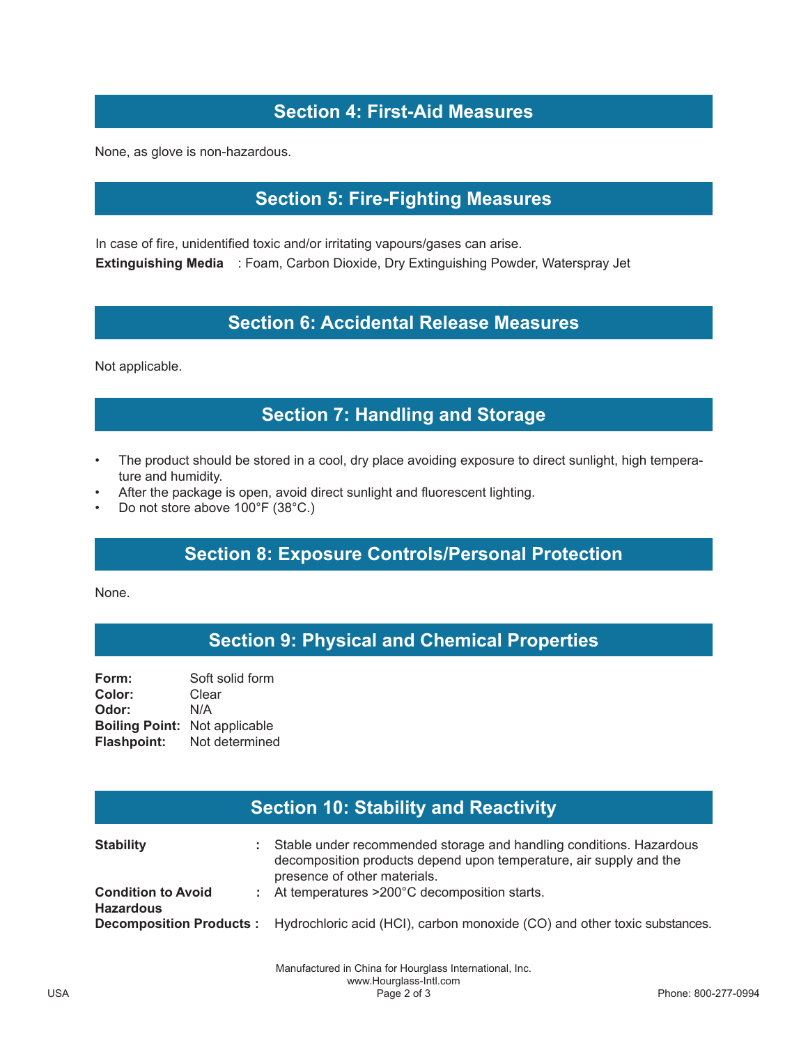## Section 4: First-Aid Measures

None, as glove is non-hazardous.

## Section 5: Fire-Fighting Measures

In case of fire, unidentified toxic and/or irritating vapours/gases can arise.

**Extinguishing Media** : Foam, Carbon Dioxide, Dry Extinguishing Powder, Waterspray Jet

## Section 6: Accidental Release Measures

Not applicable.

## Section 7: Handling and Storage

- The product should be stored in a cool, dry place avoiding exposure to direct sunlight, high temperature and humidity.
- After the package is open, avoid direct sunlight and fluorescent lighting.
- Do not store above 100°F (38°C.)

## Section 8: Exposure Controls/Personal Protection

None.

## Section 9: Physical and Chemical Properties

**Form:** Soft solid form
**Color:** Clear
**Odor:** N/A
**Boiling Point:** Not applicable
**Flashpoint:** Not determined

## Section 10: Stability and Reactivity

**Stability** : Stable under recommended storage and handling conditions. Hazardous decomposition products depend upon temperature, air supply and the presence of other materials.

**Condition to Avoid** : At temperatures >200°C decomposition starts.

**Hazardous Decomposition Products** : Hydrochloric acid (HCl), carbon monoxide (CO) and other toxic substances.

Manufactured in China for Hourglass International, Inc.
www.Hourglass-Intl.com
USA
Phone: 800-277-0994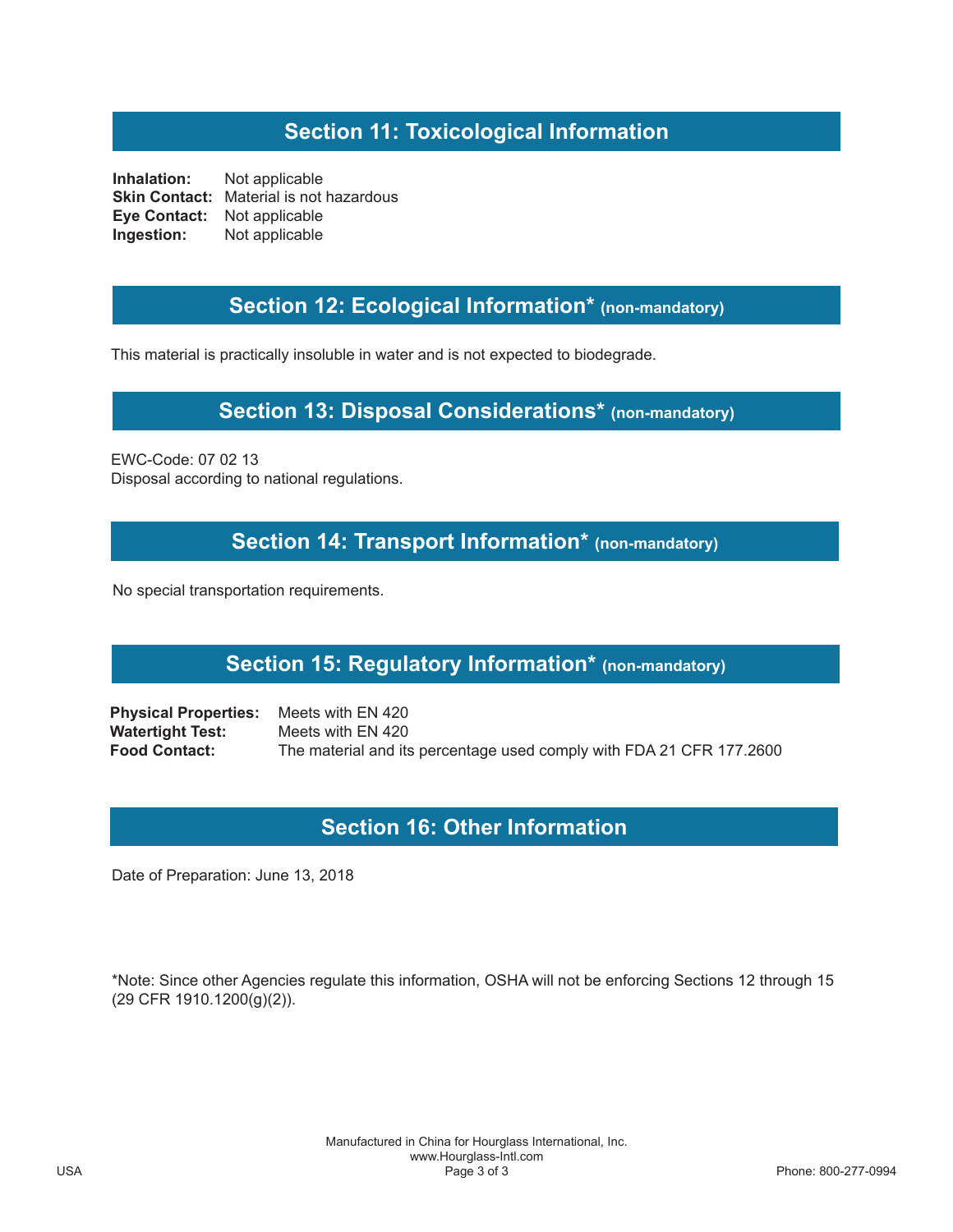## Section 11: Toxicological Information

**Inhalation:** Not applicable
**Skin Contact:** Material is not hazardous
**Eye Contact:** Not applicable
**Ingestion:** Not applicable

## Section 12: Ecological Information* (non-mandatory)

This material is practically insoluble in water and is not expected to biodegrade.

## Section 13: Disposal Considerations* (non-mandatory)

EWC-Code: 07 02 13
Disposal according to national regulations.

## Section 14: Transport Information* (non-mandatory)

No special transportation requirements.

## Section 15: Regulatory Information* (non-mandatory)

**Physical Properties:** Meets with EN 420
**Watertight Test:** Meets with EN 420
**Food Contact:** The material and its percentage used comply with FDA 21 CFR 177.2600

## Section 16: Other Information

Date of Preparation: June 13, 2018

*Note: Since other Agencies regulate this information, OSHA will not be enforcing Sections 12 through 15 (29 CFR 1910.1200(g)(2)).

Manufactured in China for Hourglass International, Inc.
www.Hourglass-Intl.com
USA
Phone: 800-277-0994